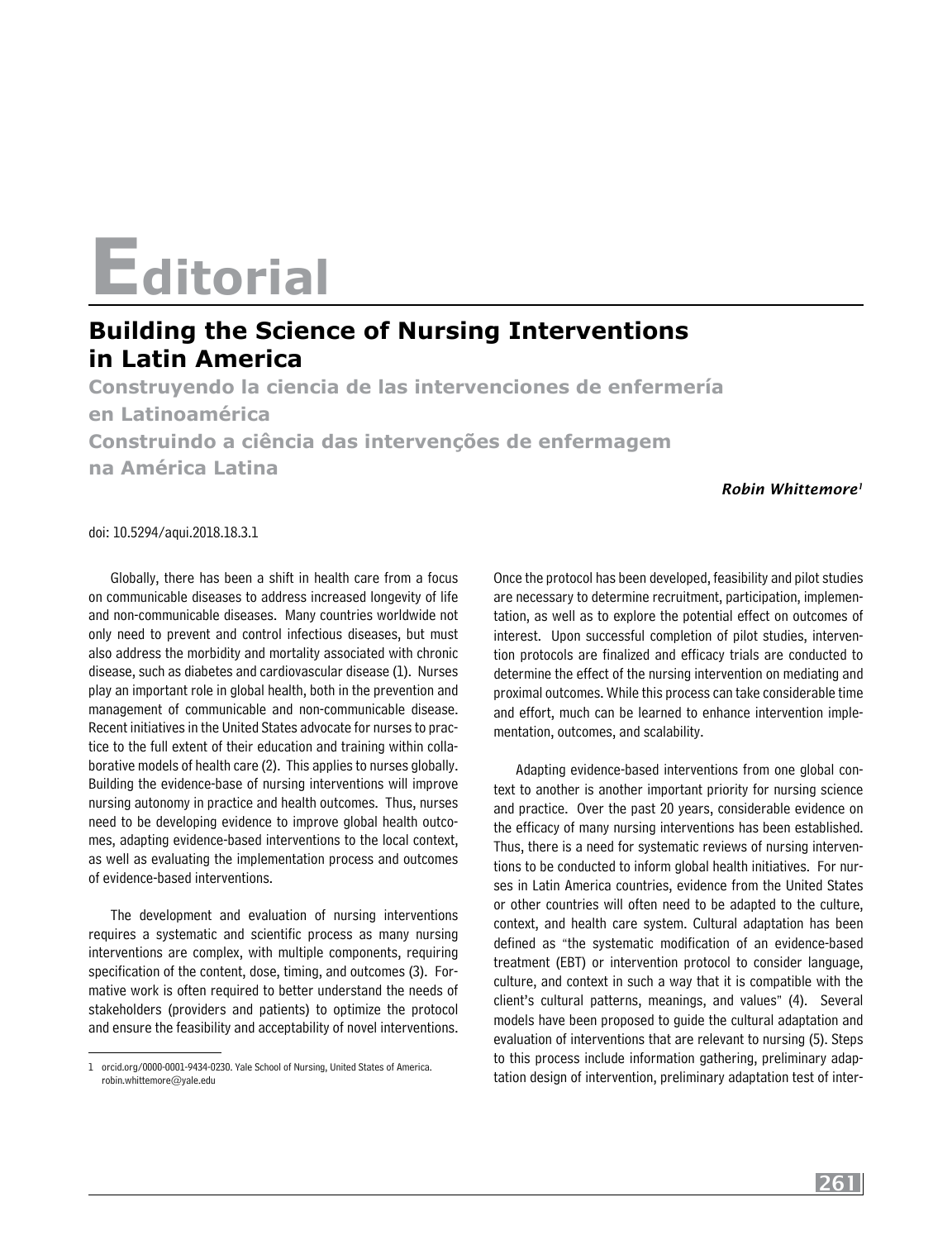# Editorial

## Building the Science of Nursing Interventions in Latin America

### Construyendo la ciencia de las intervenciones de enfermería en Latinoamérica

### Construindo a ciência das intervenções de enfermagem na América Latina

***Robin Whittemore*** [1]

doi: 10.5294/aqui.2018.18.3.1

Globally, there has been a shift in health care from a focus on communicable diseases to address increased longevity of life and non-communicable diseases. Many countries worldwide not only need to prevent and control infectious diseases, but must also address the morbidity and mortality associated with chronic disease, such as diabetes and cardiovascular disease (1). Nurses play an important role in global health, both in the prevention and management of communicable and non-communicable disease. Recent initiatives in the United States advocate for nurses to practice to the full extent of their education and training within collaborative models of health care (2). This applies to nurses globally. Building the evidence-base of nursing interventions will improve nursing autonomy in practice and health outcomes. Thus, nurses need to be developing evidence to improve global health outcomes, adapting evidence-based interventions to the local context, as well as evaluating the implementation process and outcomes of evidence-based interventions.

The development and evaluation of nursing interventions requires a systematic and scientific process as many nursing interventions are complex, with multiple components, requiring specification of the content, dose, timing, and outcomes (3). Formative work is often required to better understand the needs of stakeholders (providers and patients) to optimize the protocol and ensure the feasibility and acceptability of novel interventions. Once the protocol has been developed, feasibility and pilot studies are necessary to determine recruitment, participation, implementation, as well as to explore the potential effect on outcomes of interest. Upon successful completion of pilot studies, intervention protocols are finalized and efficacy trials are conducted to determine the effect of the nursing intervention on mediating and proximal outcomes. While this process can take considerable time and effort, much can be learned to enhance intervention implementation, outcomes, and scalability.

Adapting evidence-based interventions from one global context to another is another important priority for nursing science and practice. Over the past 20 years, considerable evidence on the efficacy of many nursing interventions has been established. Thus, there is a need for systematic reviews of nursing interventions to be conducted to inform global health initiatives. For nurses in Latin America countries, evidence from the United States or other countries will often need to be adapted to the culture, context, and health care system. Cultural adaptation has been defined as "the systematic modification of an evidence-based treatment (EBT) or intervention protocol to consider language, culture, and context in such a way that it is compatible with the client's cultural patterns, meanings, and values" (4). Several models have been proposed to guide the cultural adaptation and evaluation of interventions that are relevant to nursing (5). Steps to this process include information gathering, preliminary adaptation design of intervention, preliminary adaptation test of inter-

---

1 orcid.org/0000-0001-9434-0230. Yale School of Nursing, United States of America. robin.whittemore@yale.edu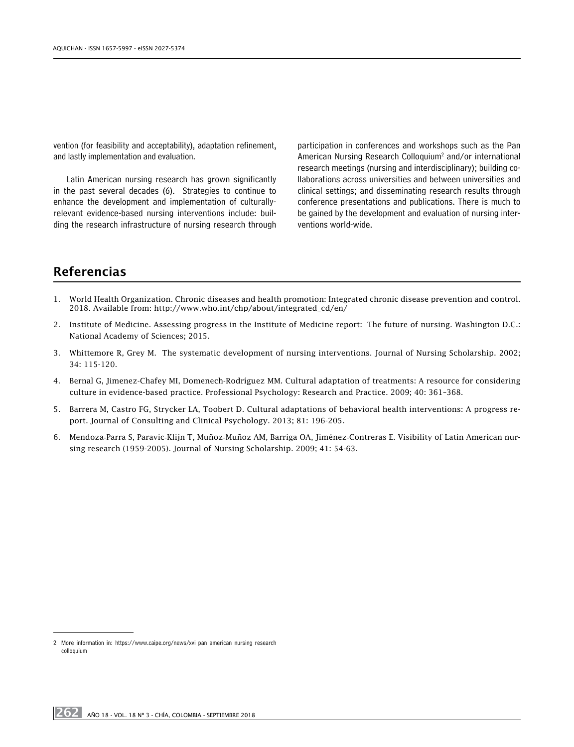vention (for feasibility and acceptability), adaptation refinement, and lastly implementation and evaluation.

Latin American nursing research has grown significantly in the past several decades (6). Strategies to continue to enhance the development and implementation of culturally-relevant evidence-based nursing interventions include: building the research infrastructure of nursing research through participation in conferences and workshops such as the Pan American Nursing Research Colloquium[2] and/or international research meetings (nursing and interdisciplinary); building collaborations across universities and between universities and clinical settings; and disseminating research results through conference presentations and publications. There is much to be gained by the development and evaluation of nursing interventions world-wide.

## Referencias

1. World Health Organization. Chronic diseases and health promotion: Integrated chronic disease prevention and control. 2018. Available from: http://www.who.int/chp/about/integrated_cd/en/
2. Institute of Medicine. Assessing progress in the Institute of Medicine report: The future of nursing. Washington D.C.: National Academy of Sciences; 2015.
3. Whittemore R, Grey M. The systematic development of nursing interventions. Journal of Nursing Scholarship. 2002; 34: 115-120.
4. Bernal G, Jimenez-Chafey MI, Domenech-Rodríguez MM. Cultural adaptation of treatments: A resource for considering culture in evidence-based practice. Professional Psychology: Research and Practice. 2009; 40: 361–368.
5. Barrera M, Castro FG, Strycker LA, Toobert D. Cultural adaptations of behavioral health interventions: A progress report. Journal of Consulting and Clinical Psychology. 2013; 81: 196-205.
6. Mendoza-Parra S, Paravic-Klijn T, Muñoz-Muñoz AM, Barriga OA, Jiménez-Contreras E. Visibility of Latin American nursing research (1959-2005). Journal of Nursing Scholarship. 2009; 41: 54-63.

---

2 More information in: https://www.caipe.org/news/xvi pan american nursing research colloquium